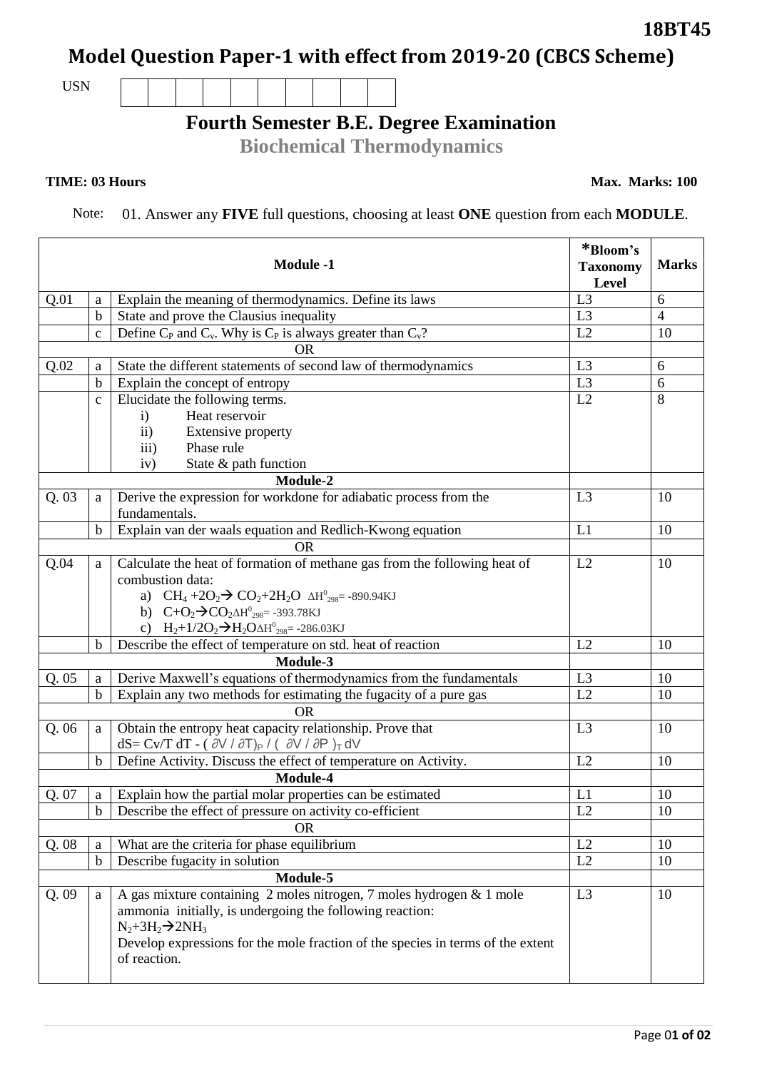**18BT45**

# Model Question Paper-1 with effect from 2019-20 (CBCS Scheme)

USN | | | | | | | | | | |

## Fourth Semester B.E. Degree Examination

### Biochemical Thermodynamics

**TIME: 03 Hours** **Max. Marks: 100**

Note: 01. Answer any **FIVE** full questions, choosing at least **ONE** question from each **MODULE**.

| | | **Module -1** | ***Bloom's Taxonomy Level** | **Marks** |
|---|---|---|---|---|
| Q.01 | a | Explain the meaning of thermodynamics. Define its laws | L3 | 6 |
| | b | State and prove the Clausius inequality | L3 | 4 |
| | c | Define $C_P$ and $C_v$. Why is $C_P$ is always greater than $C_v$? | L2 | 10 |
| | | OR | | |
| Q.02 | a | State the different statements of second law of thermodynamics | L3 | 6 |
| | b | Explain the concept of entropy | L3 | 6 |
| | c | Elucidate the following terms.<br>i) Heat reservoir<br>ii) Extensive property<br>iii) Phase rule<br>iv) State & path function | L2 | 8 |
| | | **Module-2** | | |
| Q. 03 | a | Derive the expression for workdone for adiabatic process from the fundamentals. | L3 | 10 |
| | b | Explain van der waals equation and Redlich-Kwong equation | L1 | 10 |
| | | OR | | |
| Q.04 | a | Calculate the heat of formation of methane gas from the following heat of combustion data:<br>a) $CH_4 + 2O_2 \rightarrow CO_2 + 2H_2O$ $\Delta H^0_{298} = -890.94KJ$<br>b) $C + O_2 \rightarrow CO_2 \Delta H^0_{298} = -393.78KJ$<br>c) $H_2 + 1/2O_2 \rightarrow H_2O \Delta H^0_{298} = -286.03KJ$ | L2 | 10 |
| | b | Describe the effect of temperature on std. heat of reaction | L2 | 10 |
| | | **Module-3** | | |
| Q. 05 | a | Derive Maxwell's equations of thermodynamics from the fundamentals | L3 | 10 |
| | b | Explain any two methods for estimating the fugacity of a pure gas | L2 | 10 |
| | | OR | | |
| Q. 06 | a | Obtain the entropy heat capacity relationship. Prove that<br>$dS = Cv/T\ dT - (\partial V / \partial T)_P / (\partial V / \partial P)_T\ dV$ | L3 | 10 |
| | b | Define Activity. Discuss the effect of temperature on Activity. | L2 | 10 |
| | | **Module-4** | | |
| Q. 07 | a | Explain how the partial molar properties can be estimated | L1 | 10 |
| | b | Describe the effect of pressure on activity co-efficient | L2 | 10 |
| | | OR | | |
| Q. 08 | a | What are the criteria for phase equilibrium | L2 | 10 |
| | b | Describe fugacity in solution | L2 | 10 |
| | | **Module-5** | | |
| Q. 09 | a | A gas mixture containing 2 moles nitrogen, 7 moles hydrogen & 1 mole ammonia initially, is undergoing the following reaction:<br>$N_2 + 3H_2 \rightarrow 2NH_3$<br>Develop expressions for the mole fraction of the species in terms of the extent of reaction. | L3 | 10 |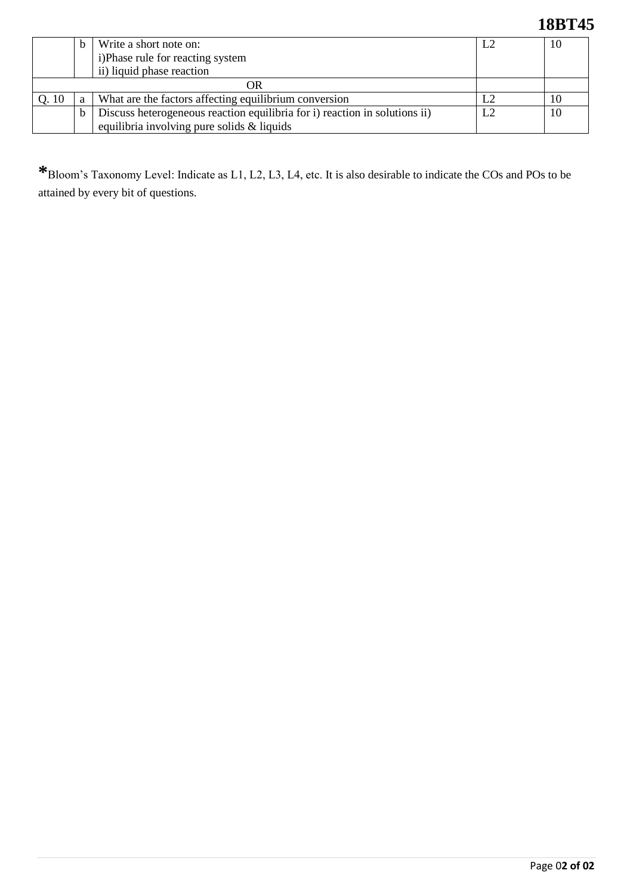| | | | | |
|---|---|---|---|---|
| | b | Write a short note on:<br>i)Phase rule for reacting system<br>ii) liquid phase reaction | L2 | 10 |
| OR | | | | |
| Q. 10 | a | What are the factors affecting equilibrium conversion | L2 | 10 |
| | b | Discuss heterogeneous reaction equilibria for i) reaction in solutions ii) equilibria involving pure solids & liquids | L2 | 10 |

**\***Bloom's Taxonomy Level: Indicate as L1, L2, L3, L4, etc. It is also desirable to indicate the COs and POs to be attained by every bit of questions.